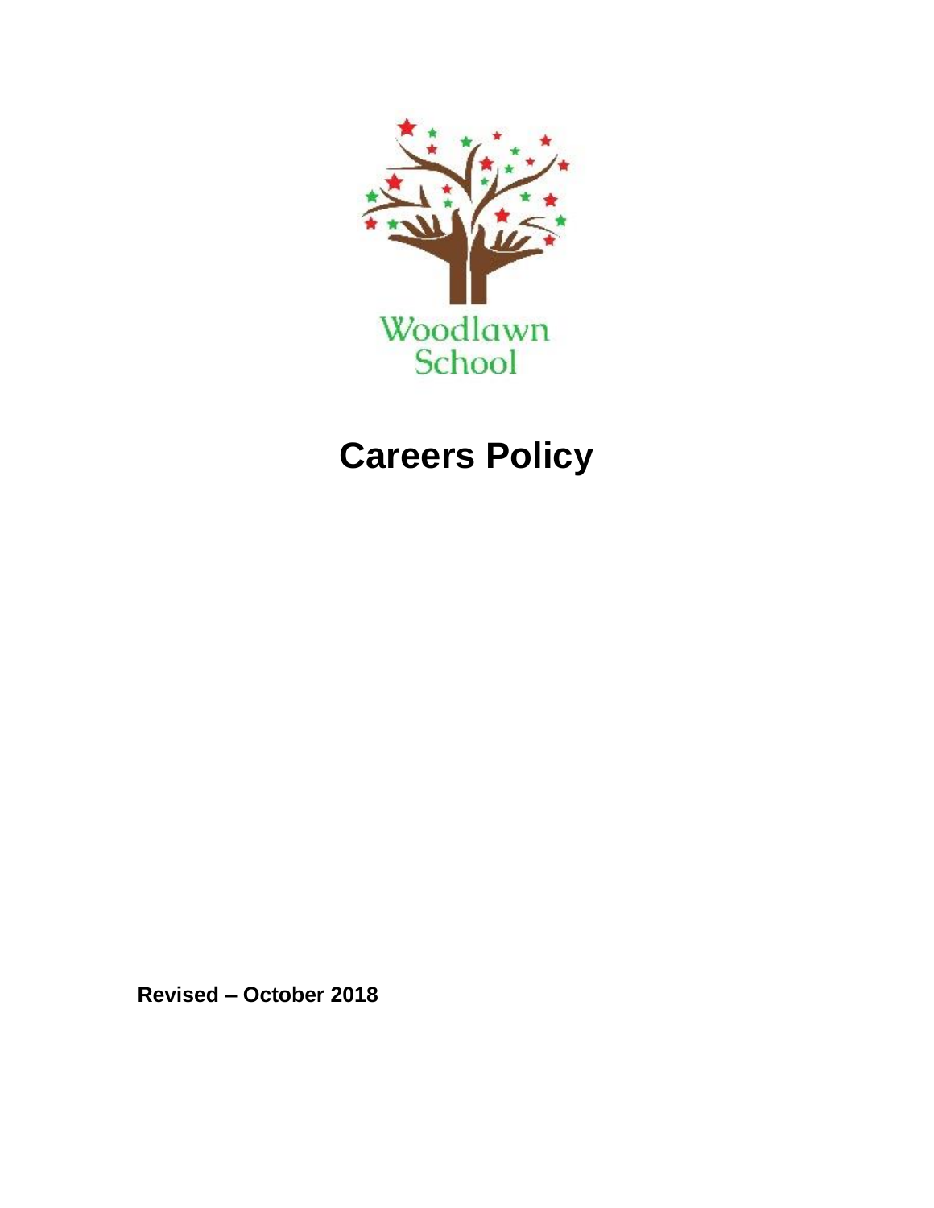Woodlawn School

# Careers Policy

**Revised – October 2018**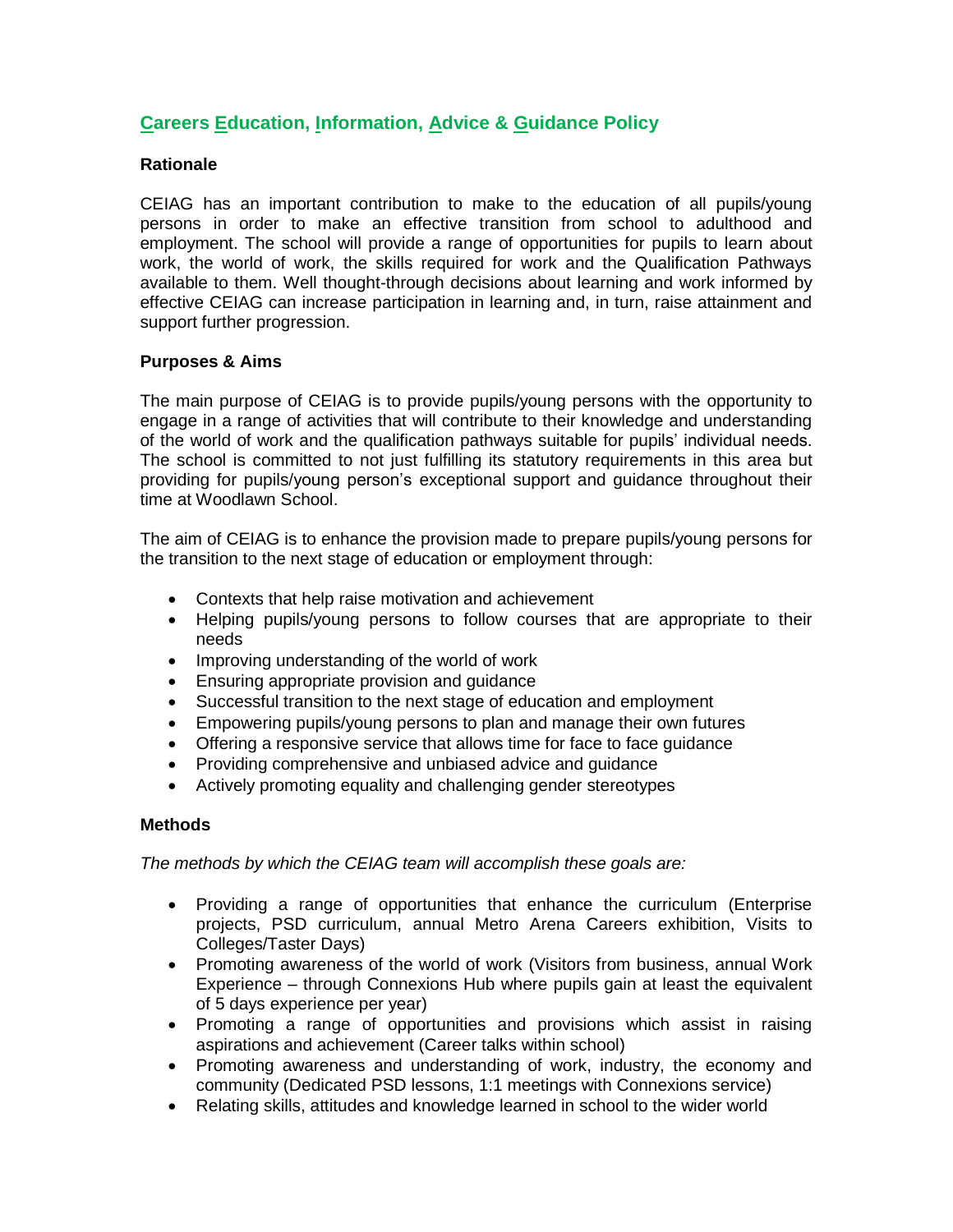# Careers Education, Information, Advice & Guidance Policy

### Rationale

CEIAG has an important contribution to make to the education of all pupils/young persons in order to make an effective transition from school to adulthood and employment. The school will provide a range of opportunities for pupils to learn about work, the world of work, the skills required for work and the Qualification Pathways available to them. Well thought-through decisions about learning and work informed by effective CEIAG can increase participation in learning and, in turn, raise attainment and support further progression.

### Purposes & Aims

The main purpose of CEIAG is to provide pupils/young persons with the opportunity to engage in a range of activities that will contribute to their knowledge and understanding of the world of work and the qualification pathways suitable for pupils' individual needs. The school is committed to not just fulfilling its statutory requirements in this area but providing for pupils/young person's exceptional support and guidance throughout their time at Woodlawn School.

The aim of CEIAG is to enhance the provision made to prepare pupils/young persons for the transition to the next stage of education or employment through:

- Contexts that help raise motivation and achievement
- Helping pupils/young persons to follow courses that are appropriate to their needs
- Improving understanding of the world of work
- Ensuring appropriate provision and guidance
- Successful transition to the next stage of education and employment
- Empowering pupils/young persons to plan and manage their own futures
- Offering a responsive service that allows time for face to face guidance
- Providing comprehensive and unbiased advice and guidance
- Actively promoting equality and challenging gender stereotypes

### Methods

*The methods by which the CEIAG team will accomplish these goals are:*

- Providing a range of opportunities that enhance the curriculum (Enterprise projects, PSD curriculum, annual Metro Arena Careers exhibition, Visits to Colleges/Taster Days)
- Promoting awareness of the world of work (Visitors from business, annual Work Experience – through Connexions Hub where pupils gain at least the equivalent of 5 days experience per year)
- Promoting a range of opportunities and provisions which assist in raising aspirations and achievement (Career talks within school)
- Promoting awareness and understanding of work, industry, the economy and community (Dedicated PSD lessons, 1:1 meetings with Connexions service)
- Relating skills, attitudes and knowledge learned in school to the wider world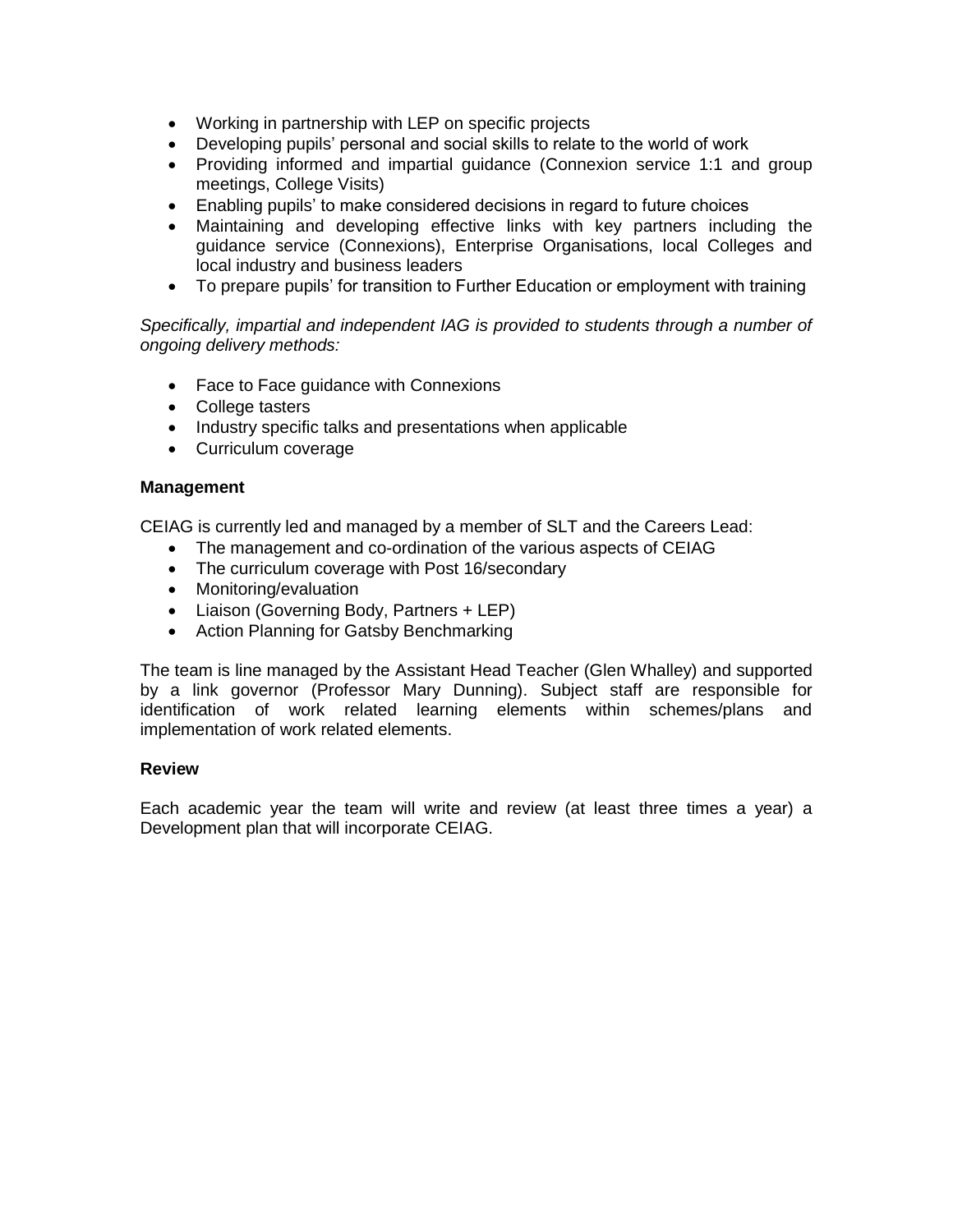- Working in partnership with LEP on specific projects
- Developing pupils' personal and social skills to relate to the world of work
- Providing informed and impartial guidance (Connexion service 1:1 and group meetings, College Visits)
- Enabling pupils' to make considered decisions in regard to future choices
- Maintaining and developing effective links with key partners including the guidance service (Connexions), Enterprise Organisations, local Colleges and local industry and business leaders
- To prepare pupils' for transition to Further Education or employment with training

*Specifically, impartial and independent IAG is provided to students through a number of ongoing delivery methods:*

- Face to Face guidance with Connexions
- College tasters
- Industry specific talks and presentations when applicable
- Curriculum coverage

**Management**

CEIAG is currently led and managed by a member of SLT and the Careers Lead:

- The management and co-ordination of the various aspects of CEIAG
- The curriculum coverage with Post 16/secondary
- Monitoring/evaluation
- Liaison (Governing Body, Partners + LEP)
- Action Planning for Gatsby Benchmarking

The team is line managed by the Assistant Head Teacher (Glen Whalley) and supported by a link governor (Professor Mary Dunning). Subject staff are responsible for identification of work related learning elements within schemes/plans and implementation of work related elements.

**Review**

Each academic year the team will write and review (at least three times a year) a Development plan that will incorporate CEIAG.